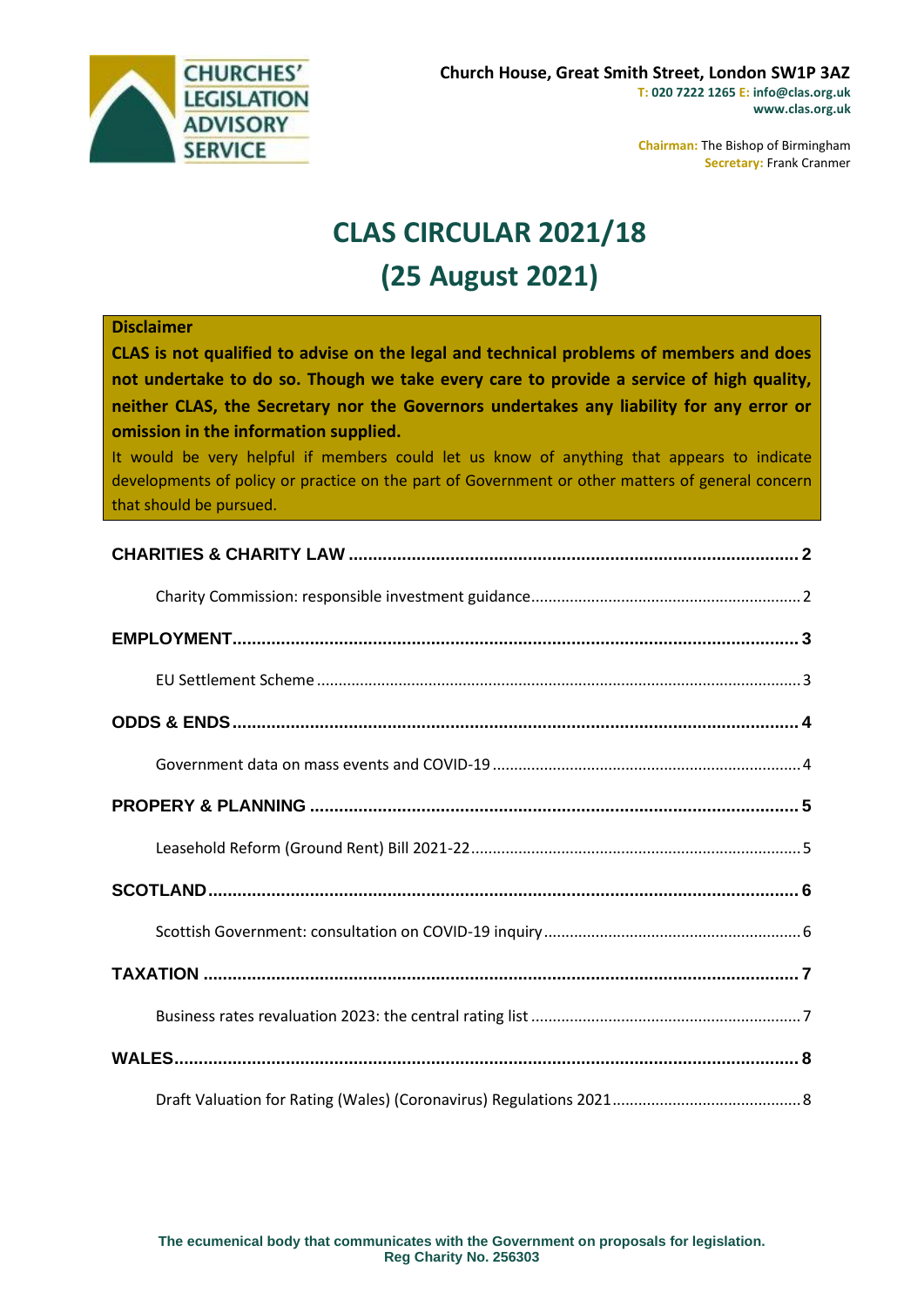CHURCHES' LEGISLATION ADVISORY SERVICE

**Church House, Great Smith Street, London SW1P 3AZ**
**T: 020 7222 1265 E: info@clas.org.uk**
**www.clas.org.uk**

**Chairman:** The Bishop of Birmingham
**Secretary:** Frank Cranmer

# CLAS CIRCULAR 2021/18
# (25 August 2021)

**Disclaimer**

**CLAS is not qualified to advise on the legal and technical problems of members and does not undertake to do so. Though we take every care to provide a service of high quality, neither CLAS, the Secretary nor the Governors undertakes any liability for any error or omission in the information supplied.**

It would be very helpful if members could let us know of anything that appears to indicate developments of policy or practice on the part of Government or other matters of general concern that should be pursued.

**CHARITIES & CHARITY LAW** ..... 2
- Charity Commission: responsible investment guidance ..... 2

**EMPLOYMENT** ..... 3
- EU Settlement Scheme ..... 3

**ODDS & ENDS** ..... 4
- Government data on mass events and COVID-19 ..... 4

**PROPERY & PLANNING** ..... 5
- Leasehold Reform (Ground Rent) Bill 2021-22 ..... 5

**SCOTLAND** ..... 6
- Scottish Government: consultation on COVID-19 inquiry ..... 6

**TAXATION** ..... 7
- Business rates revaluation 2023: the central rating list ..... 7

**WALES** ..... 8
- Draft Valuation for Rating (Wales) (Coronavirus) Regulations 2021 ..... 8

**The ecumenical body that communicates with the Government on proposals for legislation.**
**Reg Charity No. 256303**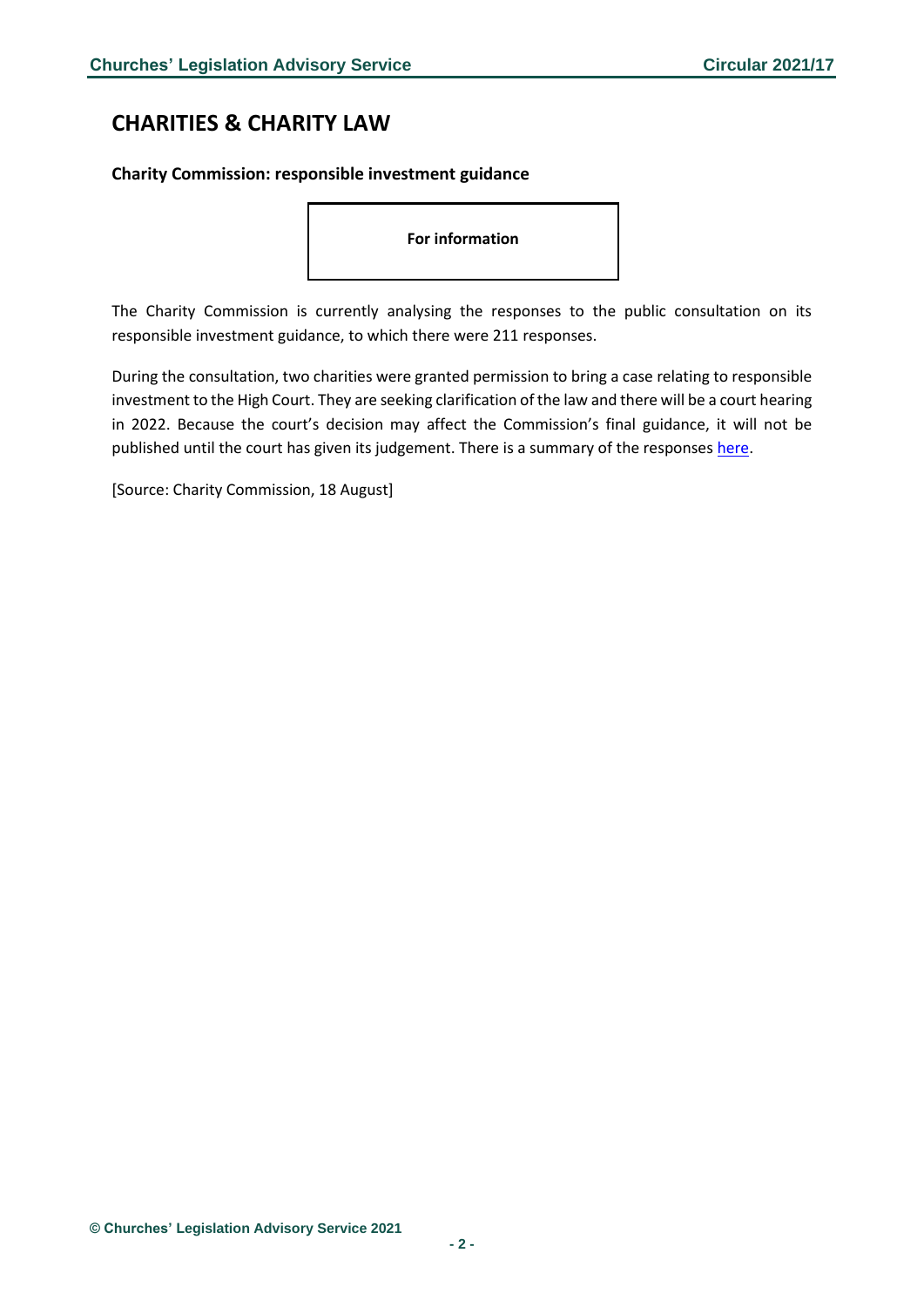# CHARITIES & CHARITY LAW

**Charity Commission: responsible investment guidance**

**For information**

The Charity Commission is currently analysing the responses to the public consultation on its responsible investment guidance, to which there were 211 responses.

During the consultation, two charities were granted permission to bring a case relating to responsible investment to the High Court. They are seeking clarification of the law and there will be a court hearing in 2022. Because the court's decision may affect the Commission's final guidance, it will not be published until the court has given its judgement. There is a summary of the responses here.

[Source: Charity Commission, 18 August]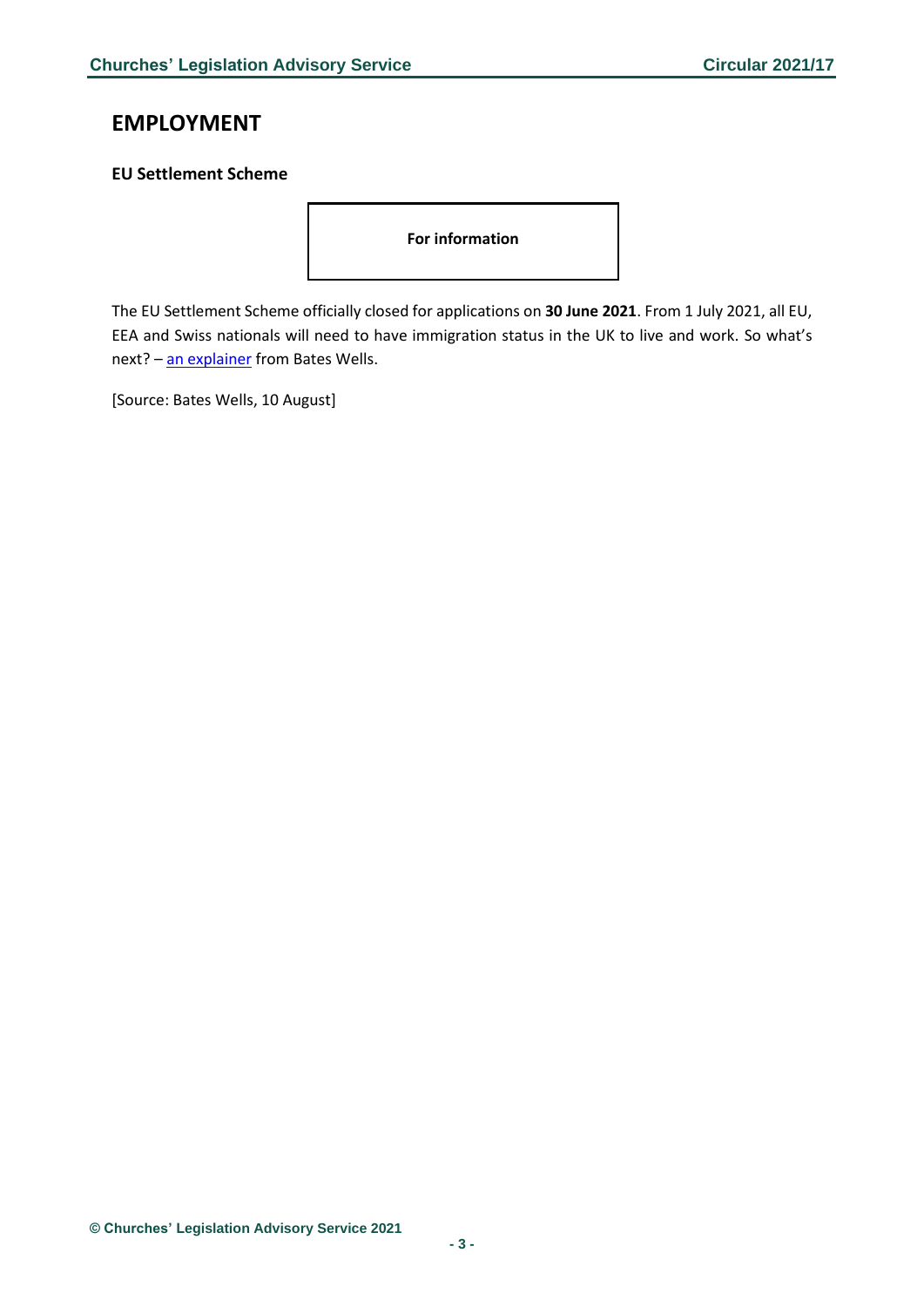# EMPLOYMENT

### EU Settlement Scheme

**For information**

The EU Settlement Scheme officially closed for applications on **30 June 2021**. From 1 July 2021, all EU, EEA and Swiss nationals will need to have immigration status in the UK to live and work. So what's next? – an explainer from Bates Wells.

[Source: Bates Wells, 10 August]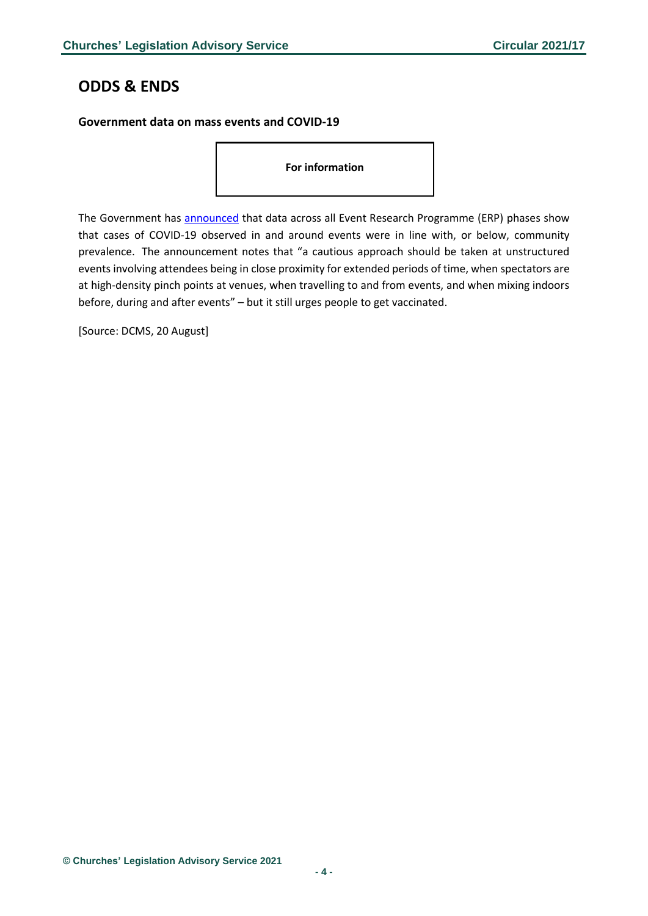## ODDS & ENDS

**Government data on mass events and COVID-19**

**For information**

The Government has announced that data across all Event Research Programme (ERP) phases show that cases of COVID-19 observed in and around events were in line with, or below, community prevalence. The announcement notes that "a cautious approach should be taken at unstructured events involving attendees being in close proximity for extended periods of time, when spectators are at high-density pinch points at venues, when travelling to and from events, and when mixing indoors before, during and after events" – but it still urges people to get vaccinated.

[Source: DCMS, 20 August]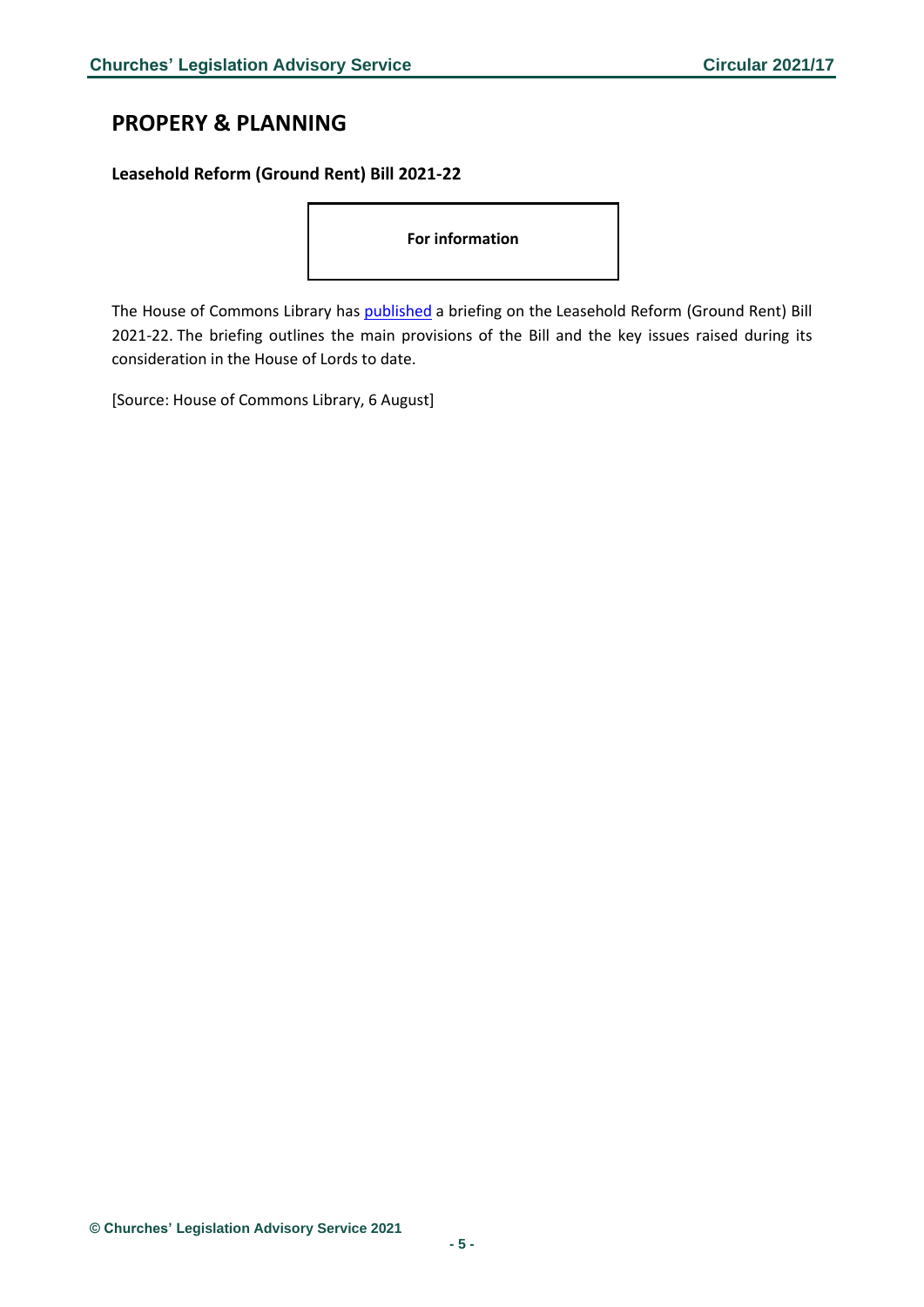## PROPERY & PLANNING

### Leasehold Reform (Ground Rent) Bill 2021-22

**For information**

The House of Commons Library has published a briefing on the Leasehold Reform (Ground Rent) Bill 2021-22. The briefing outlines the main provisions of the Bill and the key issues raised during its consideration in the House of Lords to date.

[Source: House of Commons Library, 6 August]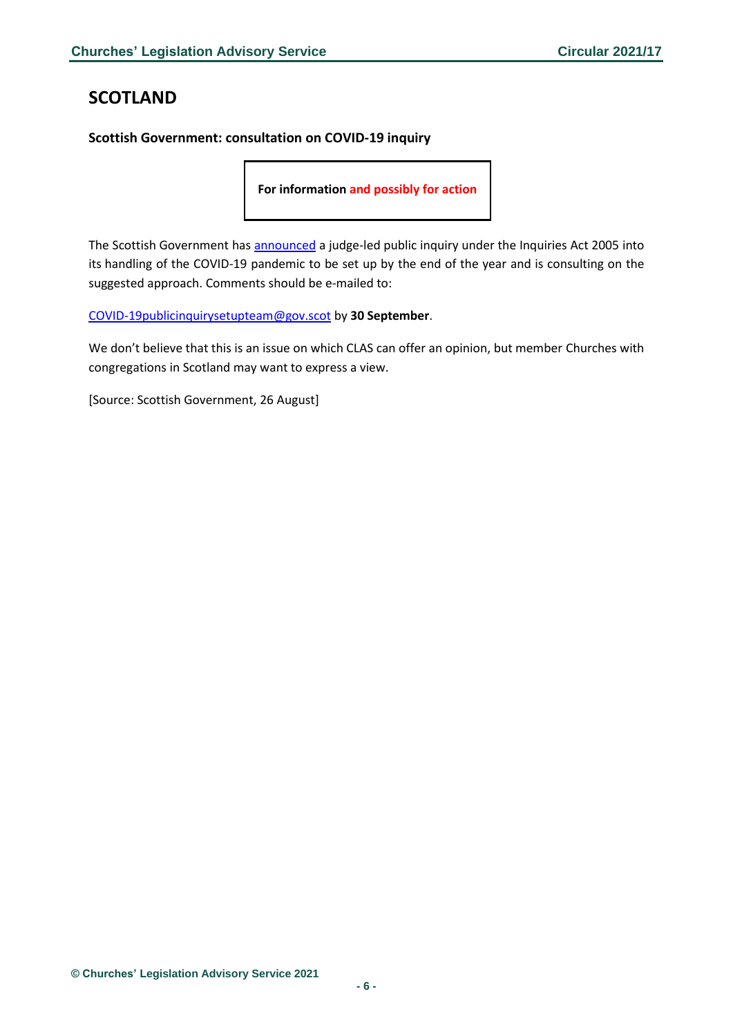# SCOTLAND

### Scottish Government: consultation on COVID-19 inquiry

**For information and possibly for action**

The Scottish Government has announced a judge-led public inquiry under the Inquiries Act 2005 into its handling of the COVID-19 pandemic to be set up by the end of the year and is consulting on the suggested approach. Comments should be e-mailed to:

COVID-19publicinquirysetupteam@gov.scot by **30 September**.

We don't believe that this is an issue on which CLAS can offer an opinion, but member Churches with congregations in Scotland may want to express a view.

[Source: Scottish Government, 26 August]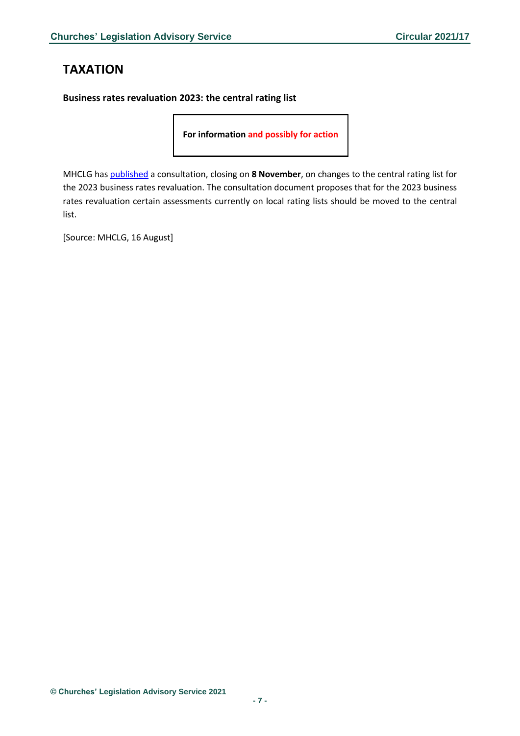# TAXATION

**Business rates revaluation 2023: the central rating list**

**For information and possibly for action**

MHCLG has published a consultation, closing on **8 November**, on changes to the central rating list for the 2023 business rates revaluation. The consultation document proposes that for the 2023 business rates revaluation certain assessments currently on local rating lists should be moved to the central list.

[Source: MHCLG, 16 August]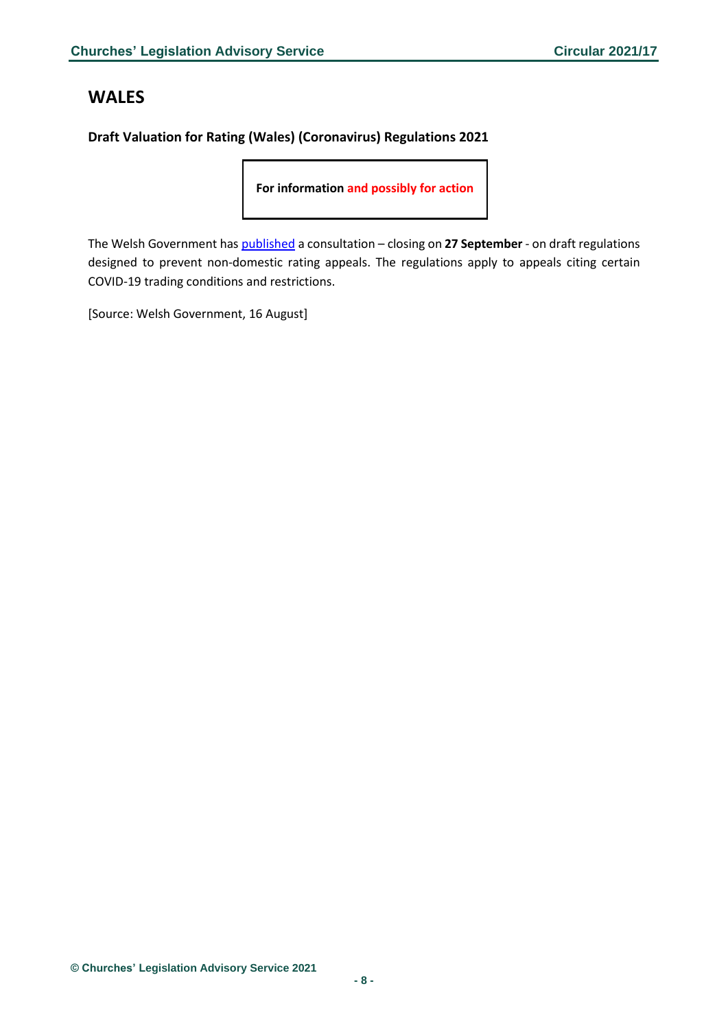## WALES

### Draft Valuation for Rating (Wales) (Coronavirus) Regulations 2021

**For information and possibly for action**

The Welsh Government has published a consultation – closing on **27 September** - on draft regulations designed to prevent non-domestic rating appeals. The regulations apply to appeals citing certain COVID-19 trading conditions and restrictions.

[Source: Welsh Government, 16 August]

© Churches' Legislation Advisory Service 2021